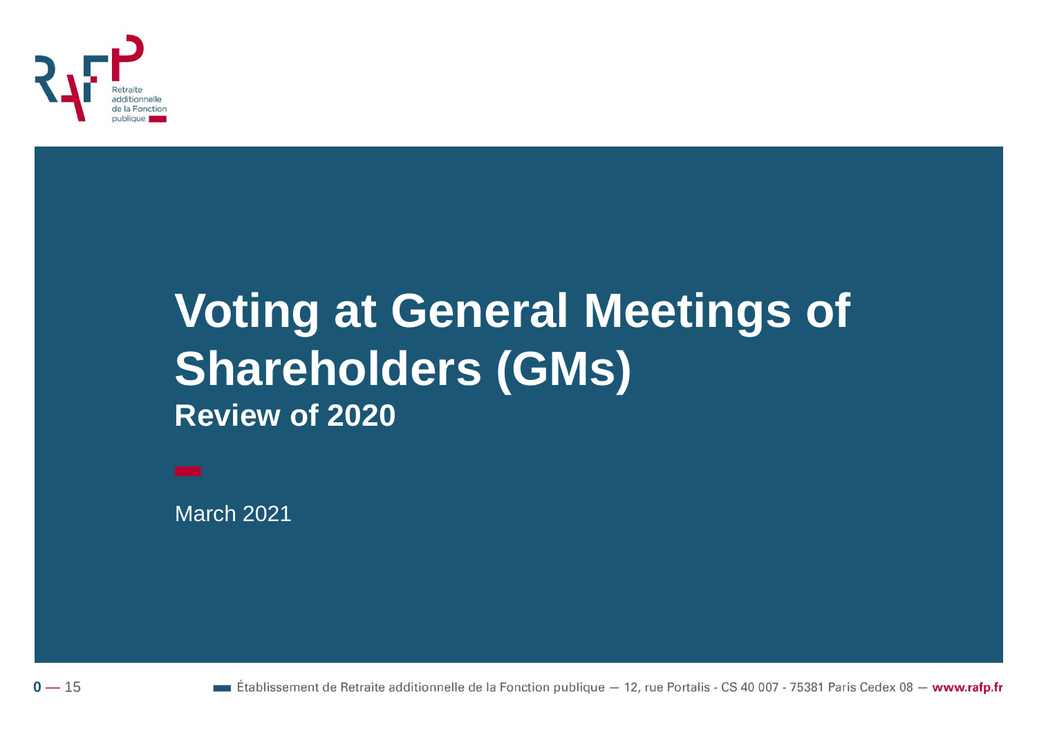# Voting at General Meetings of Shareholders (GMs)

## Review of 2020

March 2021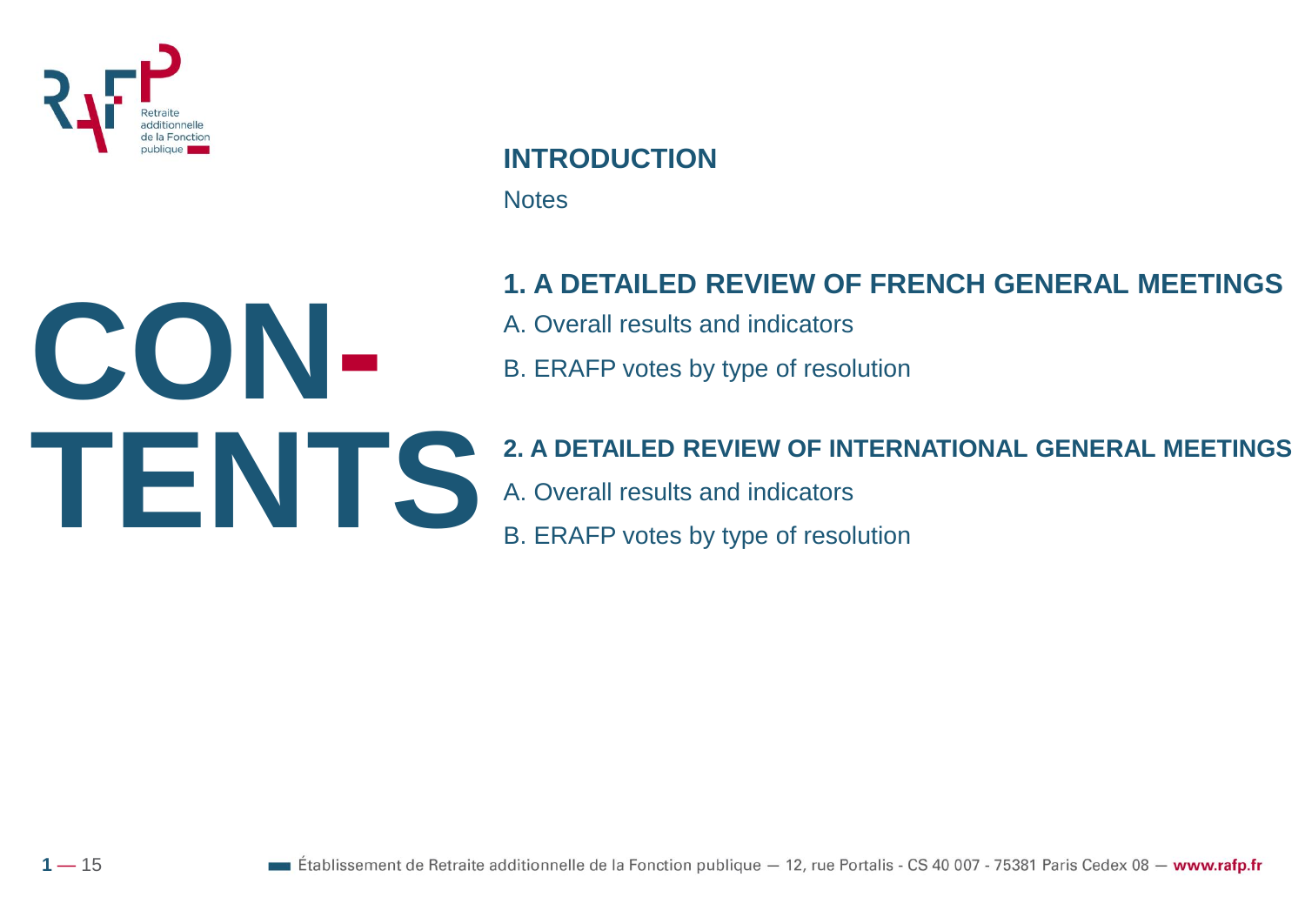# CONTENTS

**INTRODUCTION**

Notes

**1. A DETAILED REVIEW OF FRENCH GENERAL MEETINGS**

A. Overall results and indicators

B. ERAFP votes by type of resolution

**2. A DETAILED REVIEW OF INTERNATIONAL GENERAL MEETINGS**

A. Overall results and indicators

B. ERAFP votes by type of resolution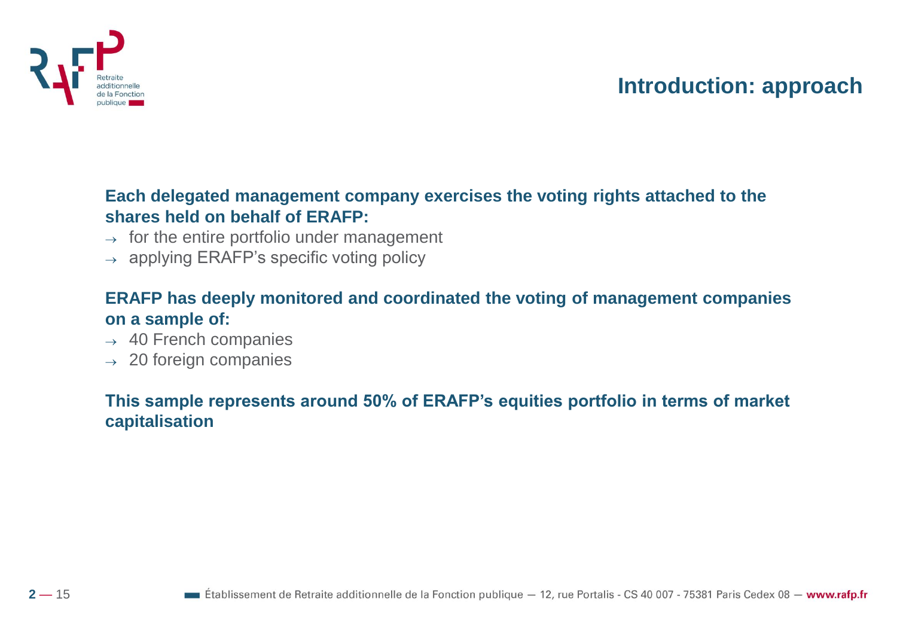# Introduction: approach

**Each delegated management company exercises the voting rights attached to the shares held on behalf of ERAFP:**

- for the entire portfolio under management
- applying ERAFP's specific voting policy

**ERAFP has deeply monitored and coordinated the voting of management companies on a sample of:**

- 40 French companies
- 20 foreign companies

**This sample represents around 50% of ERAFP's equities portfolio in terms of market capitalisation**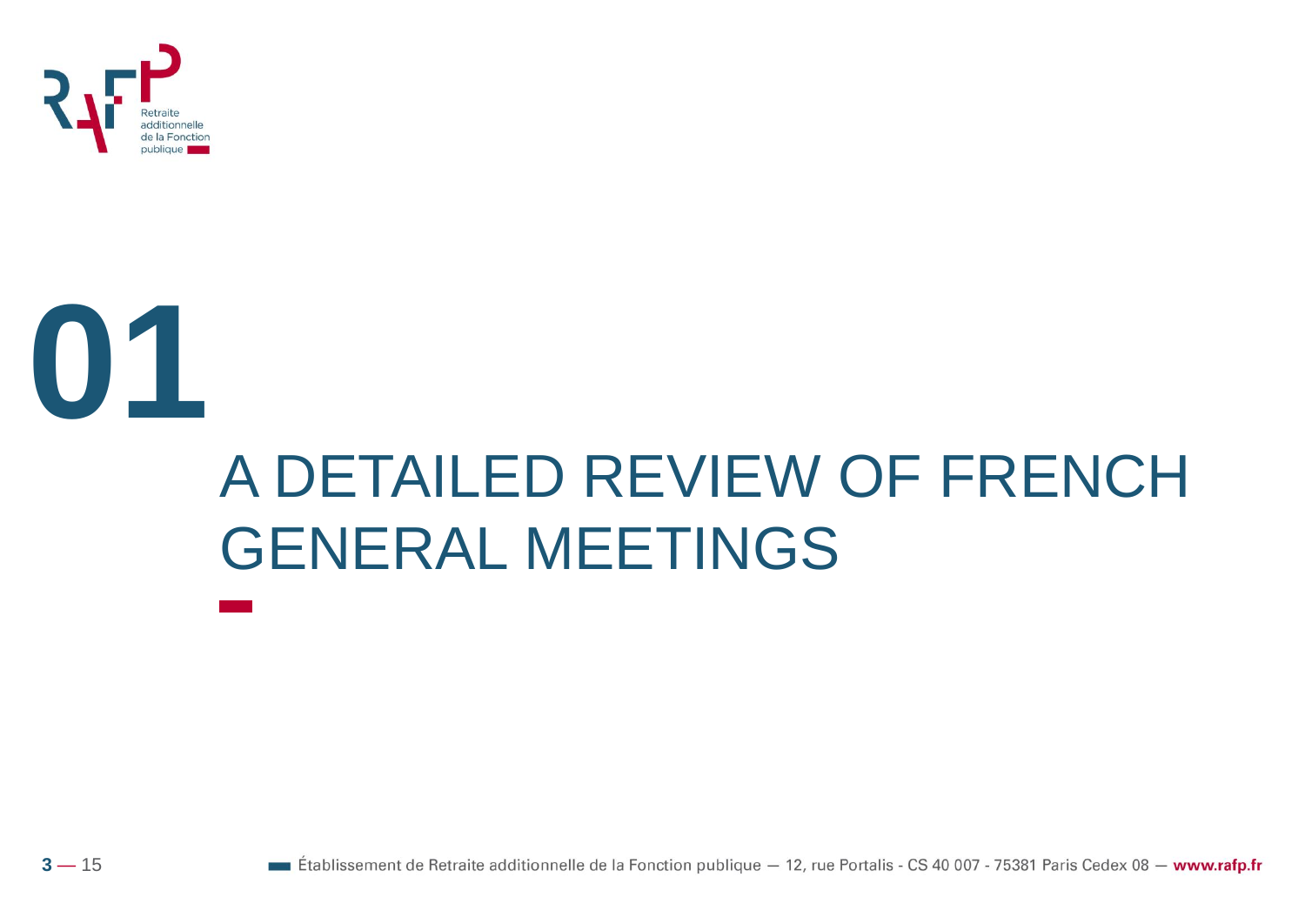# 01

# A DETAILED REVIEW OF FRENCH GENERAL MEETINGS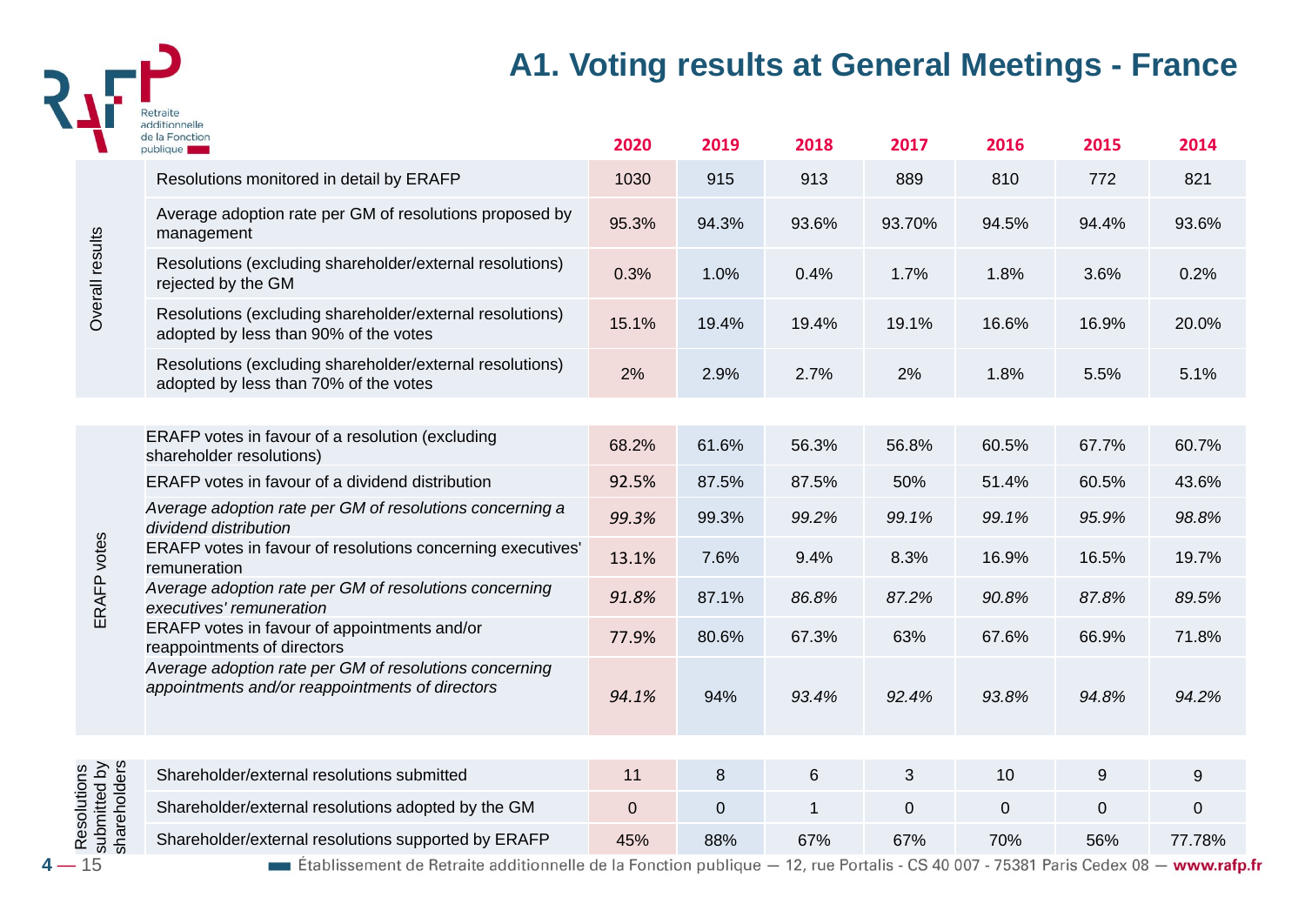# A1. Voting results at General Meetings - France

| | | 2020 | 2019 | 2018 | 2017 | 2016 | 2015 | 2014 |
|---|---|---|---|---|---|---|---|---|
| Overall results | Resolutions monitored in detail by ERAFP | 1030 | 915 | 913 | 889 | 810 | 772 | 821 |
| | Average adoption rate per GM of resolutions proposed by management | 95.3% | 94.3% | 93.6% | 93.70% | 94.5% | 94.4% | 93.6% |
| | Resolutions (excluding shareholder/external resolutions) rejected by the GM | 0.3% | 1.0% | 0.4% | 1.7% | 1.8% | 3.6% | 0.2% |
| | Resolutions (excluding shareholder/external resolutions) adopted by less than 90% of the votes | 15.1% | 19.4% | 19.4% | 19.1% | 16.6% | 16.9% | 20.0% |
| | Resolutions (excluding shareholder/external resolutions) adopted by less than 70% of the votes | 2% | 2.9% | 2.7% | 2% | 1.8% | 5.5% | 5.1% |
| ERAFP votes | ERAFP votes in favour of a resolution (excluding shareholder resolutions) | 68.2% | 61.6% | 56.3% | 56.8% | 60.5% | 67.7% | 60.7% |
| | ERAFP votes in favour of a dividend distribution | 92.5% | 87.5% | 87.5% | 50% | 51.4% | 60.5% | 43.6% |
| | *Average adoption rate per GM of resolutions concerning a dividend distribution* | *99.3%* | 99.3% | *99.2%* | *99.1%* | *99.1%* | *95.9%* | *98.8%* |
| | ERAFP votes in favour of resolutions concerning executives' remuneration | 13.1% | 7.6% | 9.4% | 8.3% | 16.9% | 16.5% | 19.7% |
| | *Average adoption rate per GM of resolutions concerning executives' remuneration* | *91.8%* | 87.1% | *86.8%* | *87.2%* | *90.8%* | *87.8%* | *89.5%* |
| | ERAFP votes in favour of appointments and/or reappointments of directors | 77.9% | 80.6% | 67.3% | 63% | 67.6% | 66.9% | 71.8% |
| | *Average adoption rate per GM of resolutions concerning appointments and/or reappointments of directors* | *94.1%* | 94% | *93.4%* | *92.4%* | *93.8%* | *94.8%* | *94.2%* |
| Resolutions submitted by shareholders | Shareholder/external resolutions submitted | 11 | 8 | 6 | 3 | 10 | 9 | 9 |
| | Shareholder/external resolutions adopted by the GM | 0 | 0 | 1 | 0 | 0 | 0 | 0 |
| | Shareholder/external resolutions supported by ERAFP | 45% | 88% | 67% | 67% | 70% | 56% | 77.78% |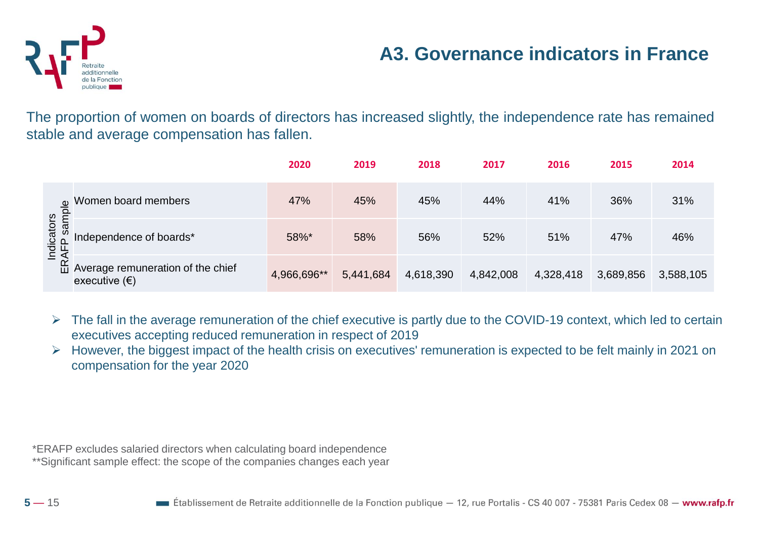# A3. Governance indicators in France

The proportion of women on boards of directors has increased slightly, the independence rate has remained stable and average compensation has fallen.

| Indicators ERAFP sample | 2020 | 2019 | 2018 | 2017 | 2016 | 2015 | 2014 |
|---|---|---|---|---|---|---|---|
| Women board members | 47% | 45% | 45% | 44% | 41% | 36% | 31% |
| Independence of boards* | 58%* | 58% | 56% | 52% | 51% | 47% | 46% |
| Average remuneration of the chief executive (€) | 4,966,696** | 5,441,684 | 4,618,390 | 4,842,008 | 4,328,418 | 3,689,856 | 3,588,105 |

- The fall in the average remuneration of the chief executive is partly due to the COVID-19 context, which led to certain executives accepting reduced remuneration in respect of 2019
- However, the biggest impact of the health crisis on executives' remuneration is expected to be felt mainly in 2021 on compensation for the year 2020

*ERAFP excludes salaried directors when calculating board independence
**Significant sample effect: the scope of the companies changes each year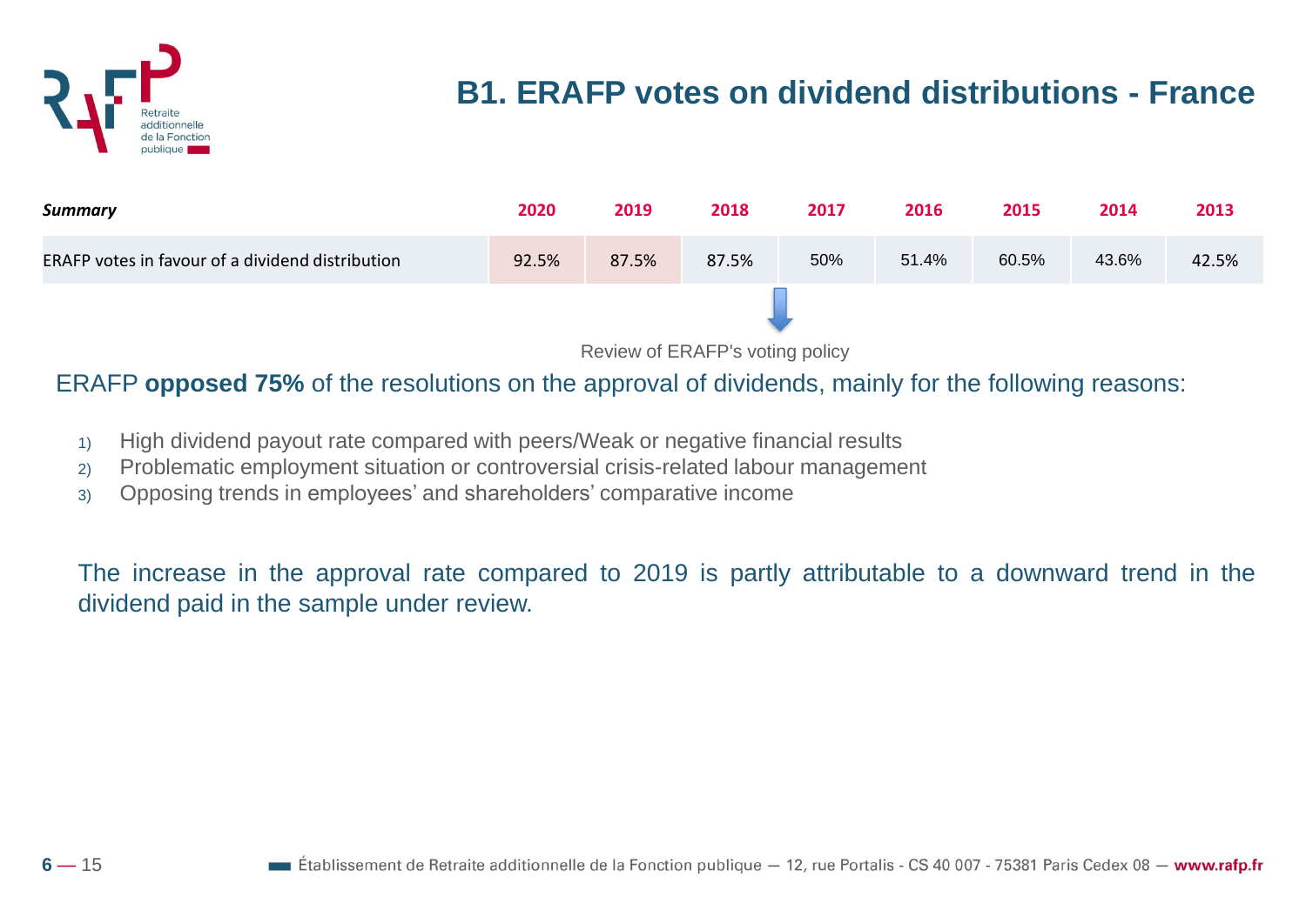# B1. ERAFP votes on dividend distributions - France

| *Summary* | 2020 | 2019 | 2018 | 2017 | 2016 | 2015 | 2014 | 2013 |
|---|---|---|---|---|---|---|---|---|
| ERAFP votes in favour of a dividend distribution | 92.5% | 87.5% | 87.5% | 50% | 51.4% | 60.5% | 43.6% | 42.5% |

Review of ERAFP's voting policy

ERAFP **opposed 75%** of the resolutions on the approval of dividends, mainly for the following reasons:

1) High dividend payout rate compared with peers/Weak or negative financial results
2) Problematic employment situation or controversial crisis-related labour management
3) Opposing trends in employees' and shareholders' comparative income

The increase in the approval rate compared to 2019 is partly attributable to a downward trend in the dividend paid in the sample under review.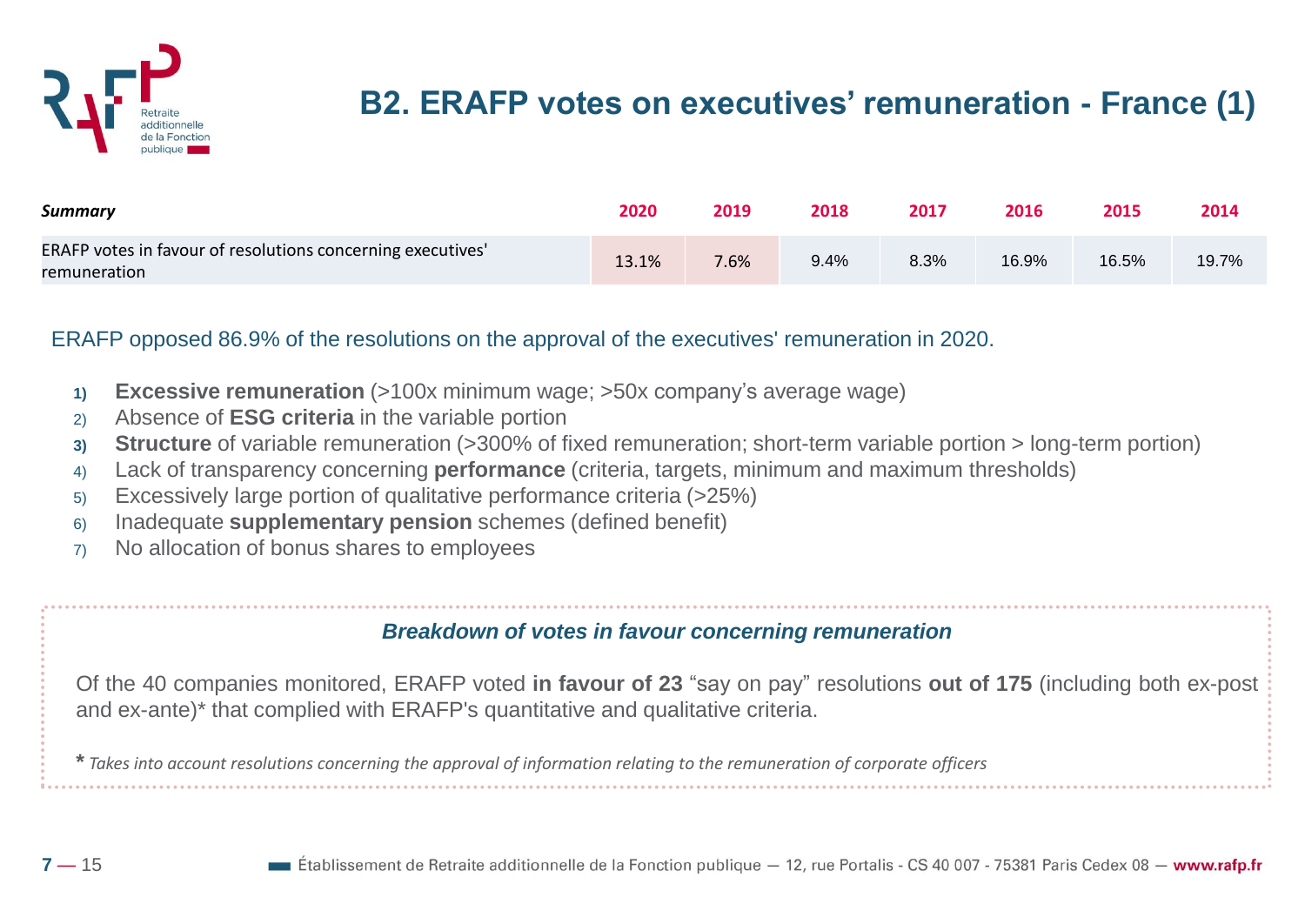# B2. ERAFP votes on executives' remuneration - France (1)

| *Summary* | 2020 | 2019 | 2018 | 2017 | 2016 | 2015 | 2014 |
|---|---|---|---|---|---|---|---|
| ERAFP votes in favour of resolutions concerning executives' remuneration | 13.1% | 7.6% | 9.4% | 8.3% | 16.9% | 16.5% | 19.7% |

ERAFP opposed 86.9% of the resolutions on the approval of the executives' remuneration in 2020.

1) **Excessive remuneration** (>100x minimum wage; >50x company's average wage)
2) Absence of **ESG criteria** in the variable portion
3) **Structure** of variable remuneration (>300% of fixed remuneration; short-term variable portion > long-term portion)
4) Lack of transparency concerning **performance** (criteria, targets, minimum and maximum thresholds)
5) Excessively large portion of qualitative performance criteria (>25%)
6) Inadequate **supplementary pension** schemes (defined benefit)
7) No allocation of bonus shares to employees

### *Breakdown of votes in favour concerning remuneration*

Of the 40 companies monitored, ERAFP voted **in favour of 23** "say on pay" resolutions **out of 175** (including both ex-post and ex-ante)* that complied with ERAFP's quantitative and qualitative criteria.

\* *Takes into account resolutions concerning the approval of information relating to the remuneration of corporate officers*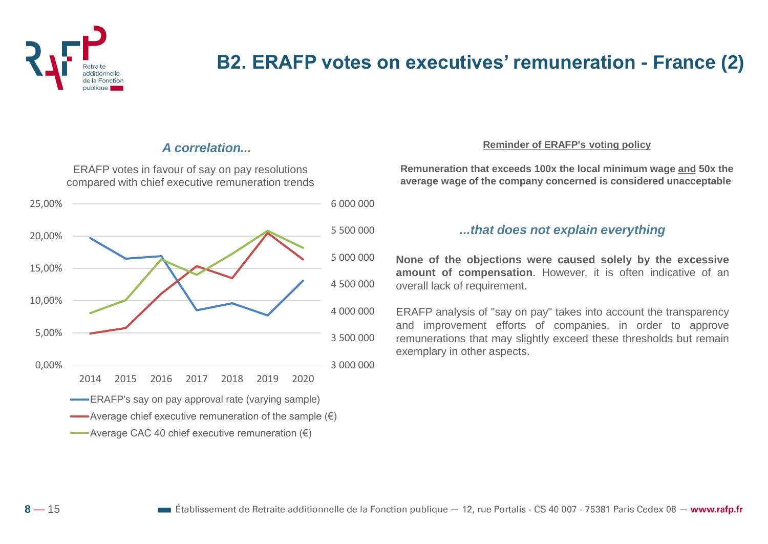# B2. ERAFP votes on executives' remuneration - France (2)

### *A correlation...*

ERAFP votes in favour of say on pay resolutions compared with chief executive remuneration trends

- ERAFP's say on pay approval rate (varying sample)
- Average chief executive remuneration of the sample (€)
- Average CAC 40 chief executive remuneration (€)

**Reminder of ERAFP's voting policy**

**Remuneration that exceeds 100x the local minimum wage and 50x the average wage of the company concerned is considered unacceptable**

### *...that does not explain everything*

**None of the objections were caused solely by the excessive amount of compensation**. However, it is often indicative of an overall lack of requirement.

ERAFP analysis of "say on pay" takes into account the transparency and improvement efforts of companies, in order to approve remunerations that may slightly exceed these thresholds but remain exemplary in other aspects.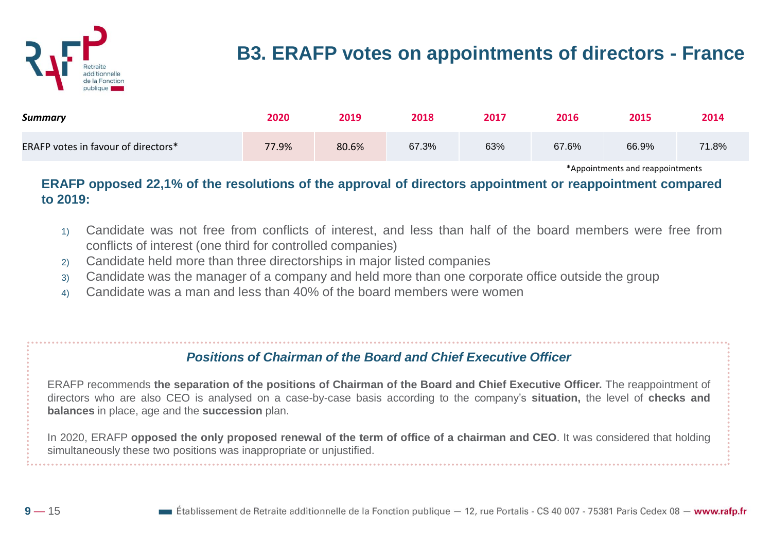# B3. ERAFP votes on appointments of directors - France

| *Summary* | 2020 | 2019 | 2018 | 2017 | 2016 | 2015 | 2014 |
|---|---|---|---|---|---|---|---|
| ERAFP votes in favour of directors* | 77.9% | 80.6% | 67.3% | 63% | 67.6% | 66.9% | 71.8% |

*Appointments and reappointments

**ERAFP opposed 22,1% of the resolutions of the approval of directors appointment or reappointment compared to 2019:**

1) Candidate was not free from conflicts of interest, and less than half of the board members were free from conflicts of interest (one third for controlled companies)
2) Candidate held more than three directorships in major listed companies
3) Candidate was the manager of a company and held more than one corporate office outside the group
4) Candidate was a man and less than 40% of the board members were women

### *Positions of Chairman of the Board and Chief Executive Officer*

ERAFP recommends **the separation of the positions of Chairman of the Board and Chief Executive Officer.** The reappointment of directors who are also CEO is analysed on a case-by-case basis according to the company's **situation,** the level of **checks and balances** in place, age and the **succession** plan.

In 2020, ERAFP **opposed the only proposed renewal of the term of office of a chairman and CEO**. It was considered that holding simultaneously these two positions was inappropriate or unjustified.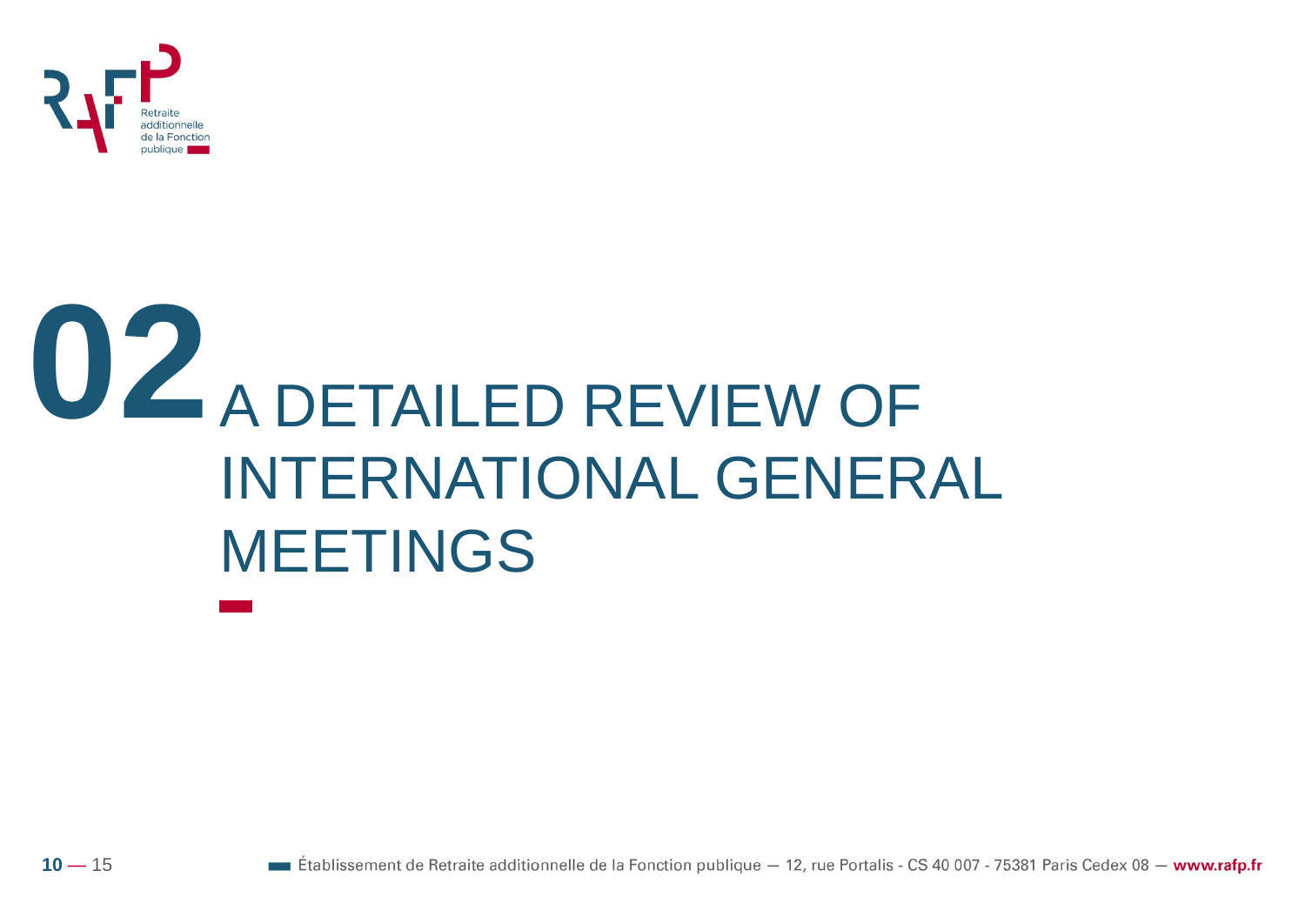# 02 A DETAILED REVIEW OF INTERNATIONAL GENERAL MEETINGS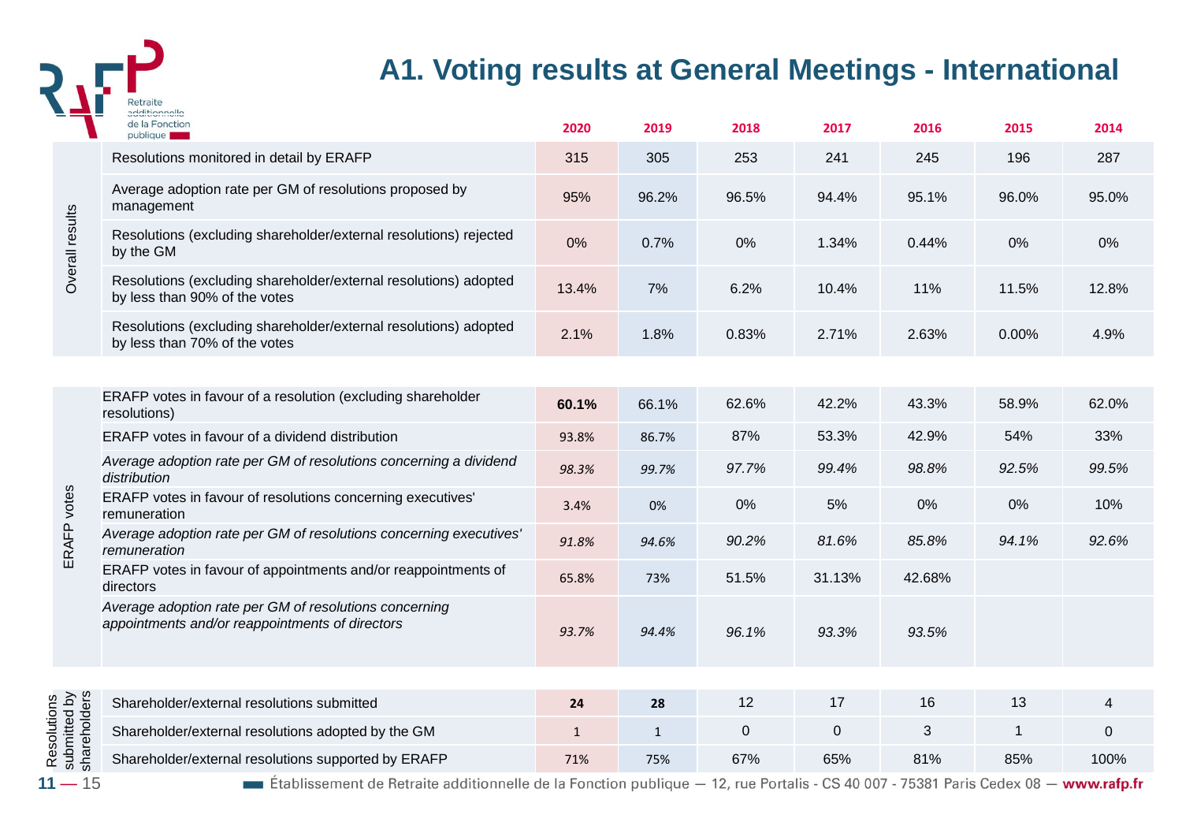# A1. Voting results at General Meetings - International

| | | 2020 | 2019 | 2018 | 2017 | 2016 | 2015 | 2014 |
|---|---|---|---|---|---|---|---|---|
| Overall results | Resolutions monitored in detail by ERAFP | 315 | 305 | 253 | 241 | 245 | 196 | 287 |
| | Average adoption rate per GM of resolutions proposed by management | 95% | 96.2% | 96.5% | 94.4% | 95.1% | 96.0% | 95.0% |
| | Resolutions (excluding shareholder/external resolutions) rejected by the GM | 0% | 0.7% | 0% | 1.34% | 0.44% | 0% | 0% |
| | Resolutions (excluding shareholder/external resolutions) adopted by less than 90% of the votes | 13.4% | 7% | 6.2% | 10.4% | 11% | 11.5% | 12.8% |
| | Resolutions (excluding shareholder/external resolutions) adopted by less than 70% of the votes | 2.1% | 1.8% | 0.83% | 2.71% | 2.63% | 0.00% | 4.9% |
| ERAFP votes | ERAFP votes in favour of a resolution (excluding shareholder resolutions) | **60.1%** | 66.1% | 62.6% | 42.2% | 43.3% | 58.9% | 62.0% |
| | ERAFP votes in favour of a dividend distribution | 93.8% | 86.7% | 87% | 53.3% | 42.9% | 54% | 33% |
| | *Average adoption rate per GM of resolutions concerning a dividend distribution* | *98.3%* | *99.7%* | *97.7%* | *99.4%* | *98.8%* | *92.5%* | *99.5%* |
| | ERAFP votes in favour of resolutions concerning executives' remuneration | 3.4% | 0% | 0% | 5% | 0% | 0% | 10% |
| | *Average adoption rate per GM of resolutions concerning executives' remuneration* | *91.8%* | *94.6%* | *90.2%* | *81.6%* | *85.8%* | *94.1%* | *92.6%* |
| | ERAFP votes in favour of appointments and/or reappointments of directors | 65.8% | 73% | 51.5% | 31.13% | 42.68% | | |
| | *Average adoption rate per GM of resolutions concerning appointments and/or reappointments of directors* | *93.7%* | *94.4%* | *96.1%* | *93.3%* | *93.5%* | | |
| Resolutions submitted by shareholders | Shareholder/external resolutions submitted | **24** | **28** | 12 | 17 | 16 | 13 | 4 |
| | Shareholder/external resolutions adopted by the GM | 1 | 1 | 0 | 0 | 3 | 1 | 0 |
| | Shareholder/external resolutions supported by ERAFP | 71% | 75% | 67% | 65% | 81% | 85% | 100% |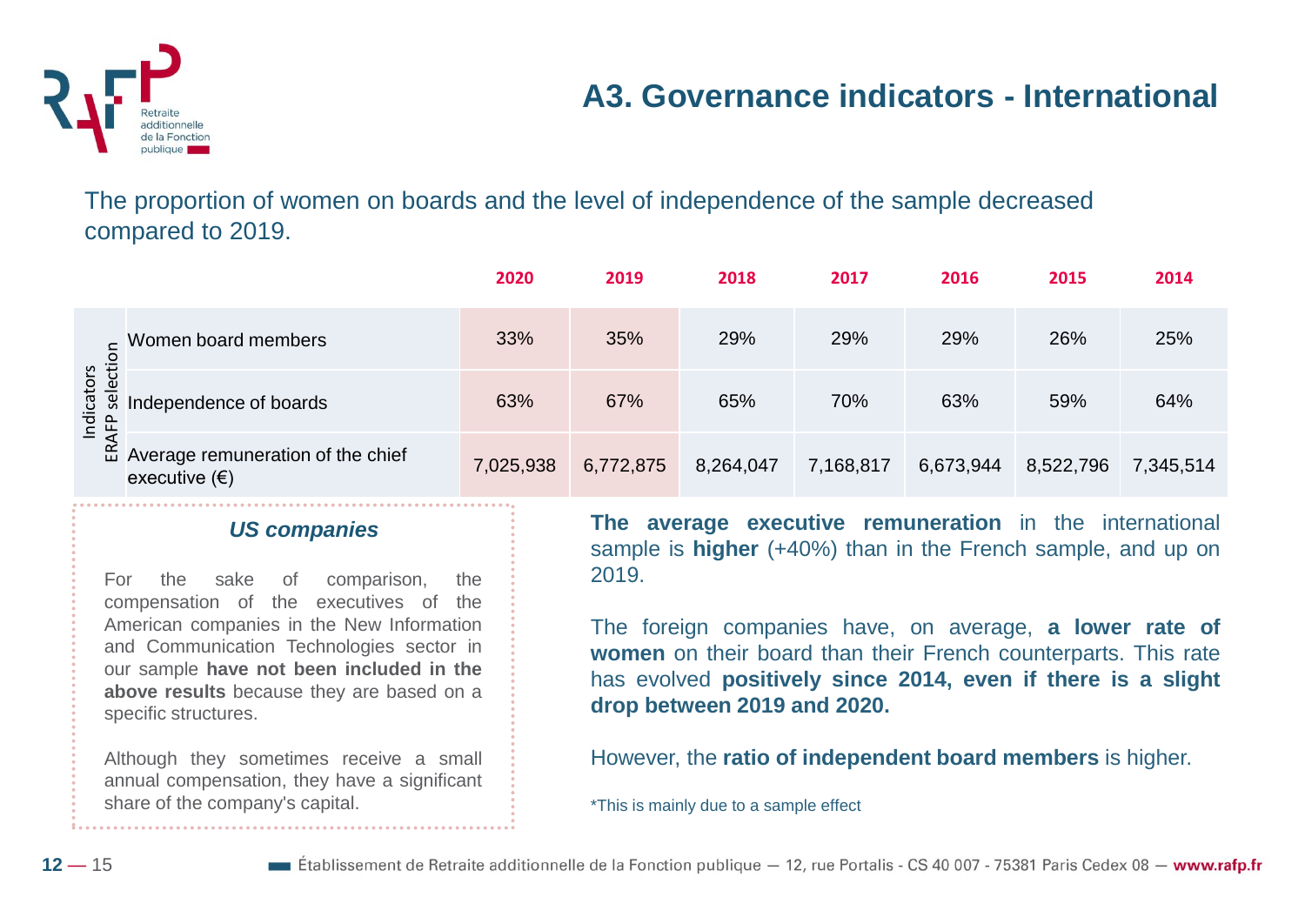# A3. Governance indicators - International

The proportion of women on boards and the level of independence of the sample decreased compared to 2019.

| Indicators ERAFP selection | | 2020 | 2019 | 2018 | 2017 | 2016 | 2015 | 2014 |
|---|---|---|---|---|---|---|---|---|
| | Women board members | 33% | 35% | 29% | 29% | 29% | 26% | 25% |
| | Independence of boards | 63% | 67% | 65% | 70% | 63% | 59% | 64% |
| | Average remuneration of the chief executive (€) | 7,025,938 | 6,772,875 | 8,264,047 | 7,168,817 | 6,673,944 | 8,522,796 | 7,345,514 |

### *US companies*

For the sake of comparison, the compensation of the executives of the American companies in the New Information and Communication Technologies sector in our sample **have not been included in the above results** because they are based on a specific structures.

Although they sometimes receive a small annual compensation, they have a significant share of the company's capital.

**The average executive remuneration** in the international sample is **higher** (+40%) than in the French sample, and up on 2019.

The foreign companies have, on average, **a lower rate of women** on their board than their French counterparts. This rate has evolved **positively since 2014, even if there is a slight drop between 2019 and 2020.**

However, the **ratio of independent board members** is higher.

*This is mainly due to a sample effect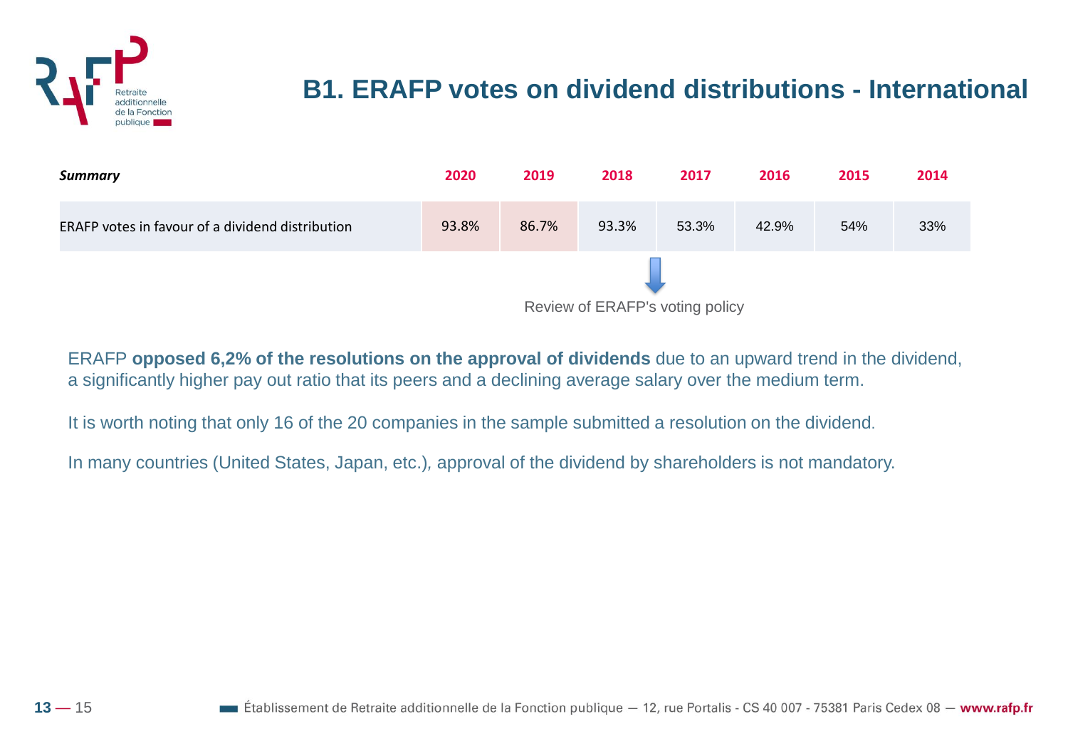# B1. ERAFP votes on dividend distributions - International

| *Summary* | 2020 | 2019 | 2018 | 2017 | 2016 | 2015 | 2014 |
|---|---|---|---|---|---|---|---|
| ERAFP votes in favour of a dividend distribution | 93.8% | 86.7% | 93.3% | 53.3% | 42.9% | 54% | 33% |

Review of ERAFP's voting policy

ERAFP **opposed 6,2% of the resolutions on the approval of dividends** due to an upward trend in the dividend, a significantly higher pay out ratio that its peers and a declining average salary over the medium term.

It is worth noting that only 16 of the 20 companies in the sample submitted a resolution on the dividend.

In many countries (United States, Japan, etc.), approval of the dividend by shareholders is not mandatory.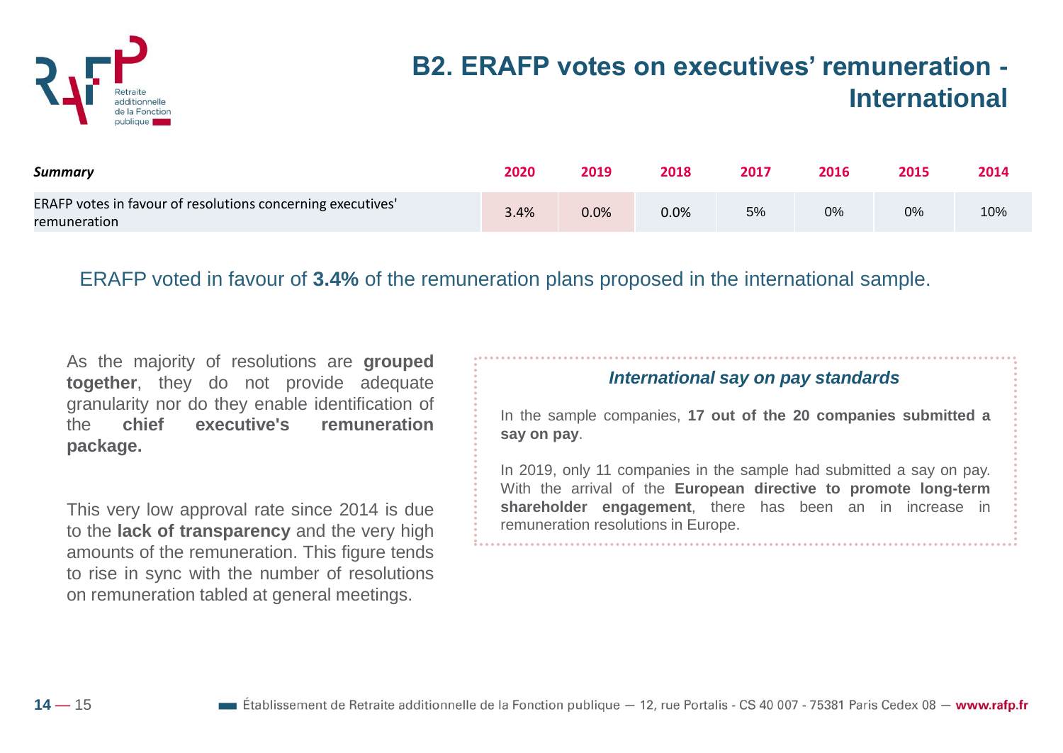# B2. ERAFP votes on executives' remuneration - International

| *Summary* | 2020 | 2019 | 2018 | 2017 | 2016 | 2015 | 2014 |
|---|---|---|---|---|---|---|---|
| ERAFP votes in favour of resolutions concerning executives' remuneration | 3.4% | 0.0% | 0.0% | 5% | 0% | 0% | 10% |

ERAFP voted in favour of **3.4%** of the remuneration plans proposed in the international sample.

As the majority of resolutions are **grouped together**, they do not provide adequate granularity nor do they enable identification of the **chief executive's remuneration package.**

This very low approval rate since 2014 is due to the **lack of transparency** and the very high amounts of the remuneration. This figure tends to rise in sync with the number of resolutions on remuneration tabled at general meetings.

### *International say on pay standards*

In the sample companies, **17 out of the 20 companies submitted a say on pay**.

In 2019, only 11 companies in the sample had submitted a say on pay. With the arrival of the **European directive to promote long-term shareholder engagement**, there has been an in increase in remuneration resolutions in Europe.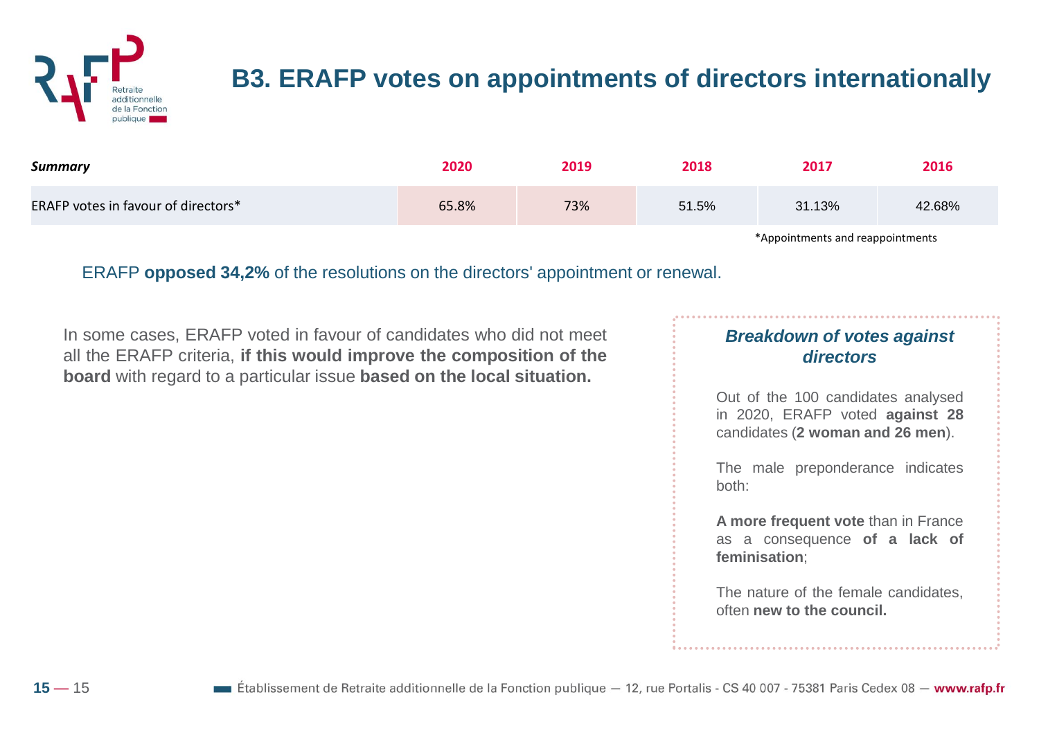# B3. ERAFP votes on appointments of directors internationally

| ***Summary*** | **2020** | **2019** | **2018** | **2017** | **2016** |
|---|---|---|---|---|---|
| ERAFP votes in favour of directors* | 65.8% | 73% | 51.5% | 31.13% | 42.68% |

*Appointments and reappointments

ERAFP **opposed 34,2%** of the resolutions on the directors' appointment or renewal.

In some cases, ERAFP voted in favour of candidates who did not meet all the ERAFP criteria, **if this would improve the composition of the board** with regard to a particular issue **based on the local situation.**

### *Breakdown of votes against directors*

Out of the 100 candidates analysed in 2020, ERAFP voted **against 28** candidates (**2 woman and 26 men**).

The male preponderance indicates both:

**A more frequent vote** than in France as a consequence **of a lack of feminisation**;

The nature of the female candidates, often **new to the council.**